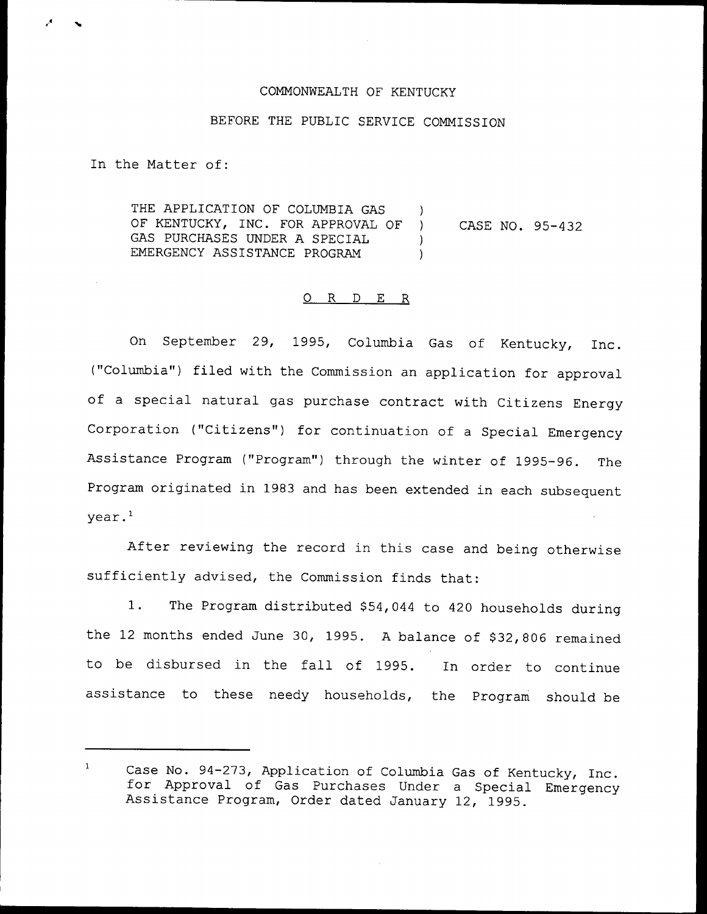COMMONWEALTH OF KENTUCKY

BEFORE THE PUBLIC SERVICE COMMISSION

In the Matter of:

THE APPLICATION OF COLUMBIA GAS OF KENTUCKY, INC. FOR APPROVAL OF GAS PURCHASES UNDER A SPECIAL EMERGENCY ASSISTANCE PROGRAM ) CASE NO. 95-432

O R D E R

On September 29, 1995, Columbia Gas of Kentucky, Inc. ("Columbia") filed with the Commission an application for approval of a special natural gas purchase contract with Citizens Energy Corporation ("Citizens") for continuation of a Special Emergency Assistance Program ("Program") through the winter of 1995-96. The Program originated in 1983 and has been extended in each subsequent year.[1]

After reviewing the record in this case and being otherwise sufficiently advised, the Commission finds that:

1. The Program distributed $54,044 to 420 households during the 12 months ended June 30, 1995. A balance of $32,806 remained to be disbursed in the fall of 1995. In order to continue assistance to these needy households, the Program should be

---

[1] Case No. 94-273, Application of Columbia Gas of Kentucky, Inc. for Approval of Gas Purchases Under a Special Emergency Assistance Program, Order dated January 12, 1995.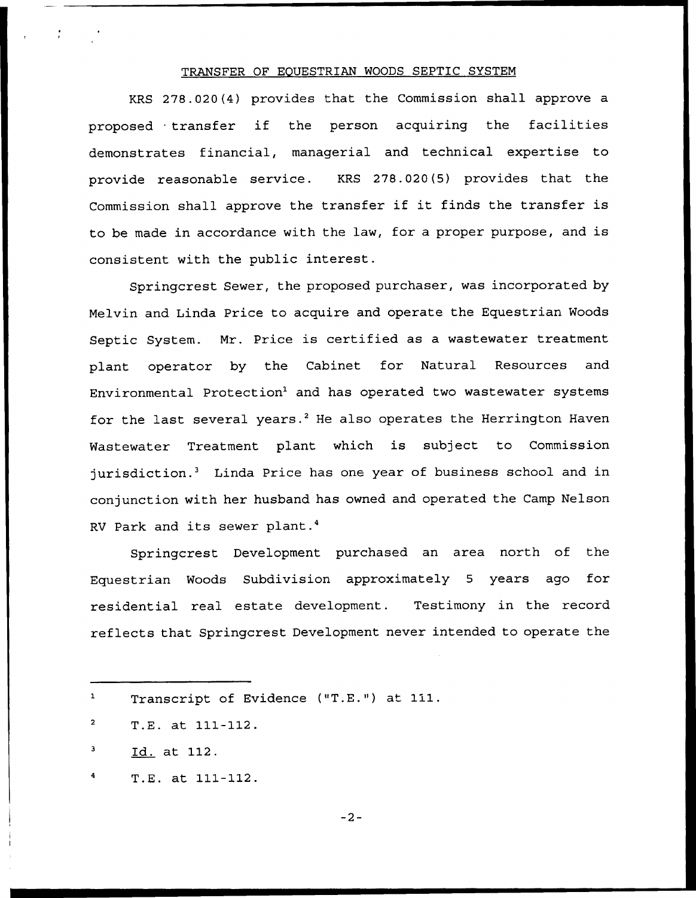## TRANSFER OF EQUESTRIAN WOODS SEPTIC SYSTEM

KRS 278.020(4) provides that the Commission shall approve a proposed transfer if the person acquiring the facilities demonstrates financial, managerial and technical expertise to provide reasonable service. KRS 278.020(5) provides that the Commission shall approve the transfer if it finds the transfer is to be made in accordance with the law, for a proper purpose, and is consistent with the public interest.

Springcrest Sewer, the proposed purchaser, was incorporated by Melvin and Linda Price to acquire and operate the Equestrian Woods Septic System. Mr. Price is certified as a wastewater treatment plant operator by the Cabinet for Natural Resources and Environmental Protection[1] and has operated two wastewater systems for the last several years.[2] He also operates the Herrington Haven Wastewater Treatment plant which is subject to Commission jurisdiction.[3] Linda Price has one year of business school and in conjunction with her husband has owned and operated the Camp Nelson RV Park and its sewer plant.[4]

Springcrest Development purchased an area north of the Equestrian Woods Subdivision approximately 5 years ago for residential real estate development. Testimony in the record reflects that Springcrest Development never intended to operate the

---

[1] Transcript of Evidence ("T.E.") at 111.

[2] T.E. at 111-112.

[3] Id. at 112.

[4] T.E. at 111-112.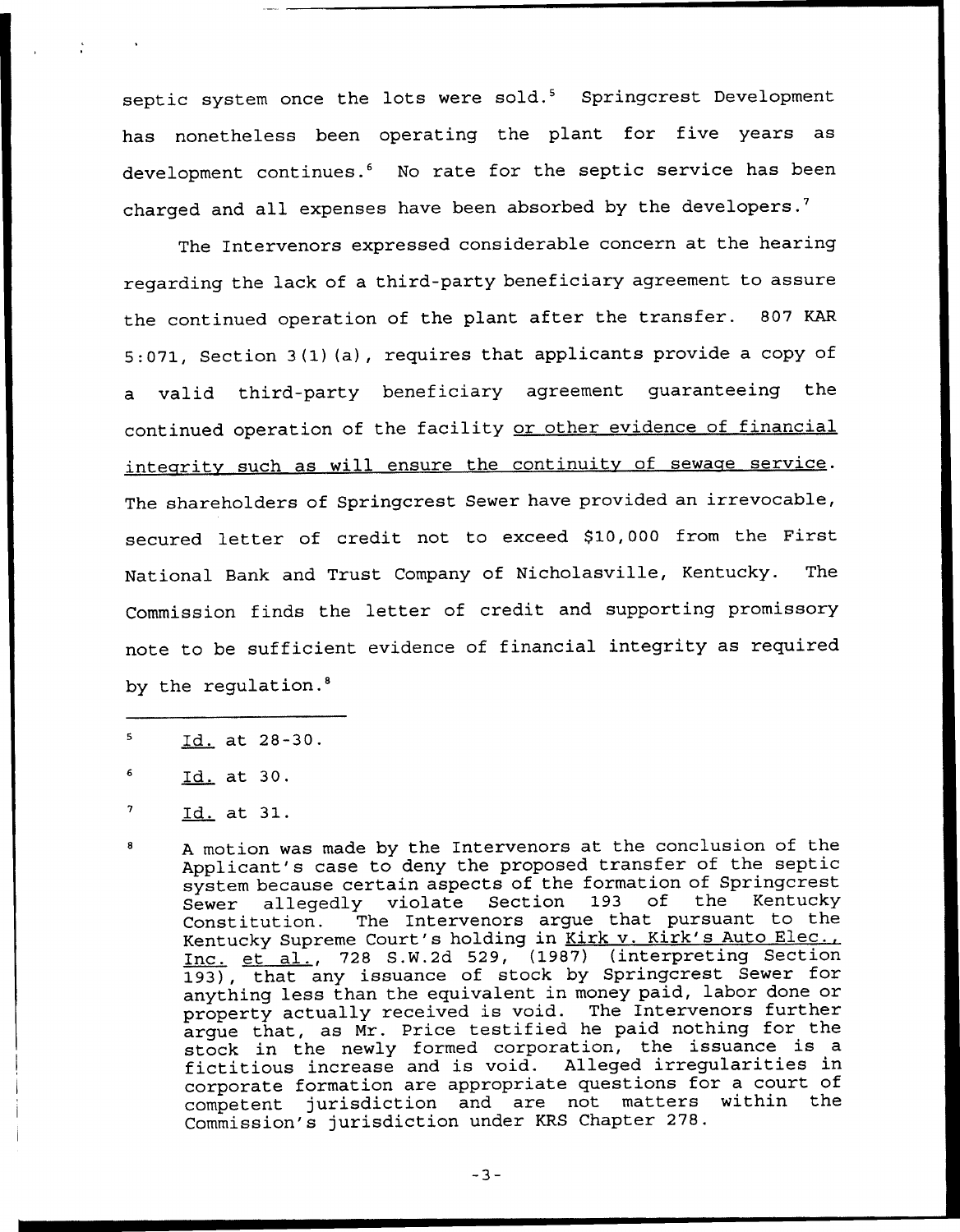septic system once the lots were sold.[5] Springcrest Development has nonetheless been operating the plant for five years as development continues.[6] No rate for the septic service has been charged and all expenses have been absorbed by the developers.[7]

The Intervenors expressed considerable concern at the hearing regarding the lack of a third-party beneficiary agreement to assure the continued operation of the plant after the transfer. 807 KAR 5:071, Section 3(1)(a), requires that applicants provide a copy of a valid third-party beneficiary agreement guaranteeing the continued operation of the facility <u>or other evidence of financial integrity such as will ensure the continuity of sewage service</u>. The shareholders of Springcrest Sewer have provided an irrevocable, secured letter of credit not to exceed $10,000 from the First National Bank and Trust Company of Nicholasville, Kentucky. The Commission finds the letter of credit and supporting promissory note to be sufficient evidence of financial integrity as required by the regulation.[8]

---

[5] <u>Id.</u> at 28-30.

[6] <u>Id.</u> at 30.

[7] <u>Id.</u> at 31.

[8] A motion was made by the Intervenors at the conclusion of the Applicant's case to deny the proposed transfer of the septic system because certain aspects of the formation of Springcrest Sewer allegedly violate Section 193 of the Kentucky Constitution. The Intervenors argue that pursuant to the Kentucky Supreme Court's holding in <u>Kirk v. Kirk's Auto Elec., Inc. et al.</u>, 728 S.W.2d 529, (1987) (interpreting Section 193), that any issuance of stock by Springcrest Sewer for anything less than the equivalent in money paid, labor done or property actually received is void. The Intervenors further argue that, as Mr. Price testified he paid nothing for the stock in the newly formed corporation, the issuance is a fictitious increase and is void. Alleged irregularities in corporate formation are appropriate questions for a court of competent jurisdiction and are not matters within the Commission's jurisdiction under KRS Chapter 278.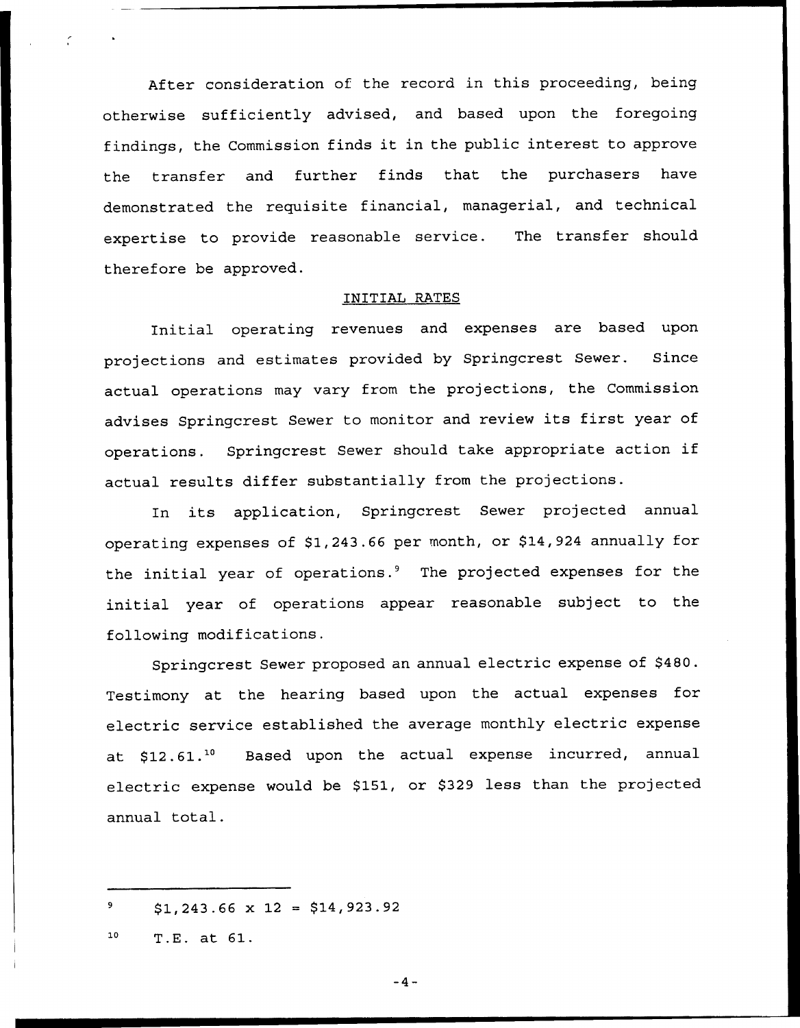After consideration of the record in this proceeding, being otherwise sufficiently advised, and based upon the foregoing findings, the Commission finds it in the public interest to approve the transfer and further finds that the purchasers have demonstrated the requisite financial, managerial, and technical expertise to provide reasonable service. The transfer should therefore be approved.

## INITIAL RATES

Initial operating revenues and expenses are based upon projections and estimates provided by Springcrest Sewer. Since actual operations may vary from the projections, the Commission advises Springcrest Sewer to monitor and review its first year of operations. Springcrest Sewer should take appropriate action if actual results differ substantially from the projections.

In its application, Springcrest Sewer projected annual operating expenses of $1,243.66 per month, or $14,924 annually for the initial year of operations.[9] The projected expenses for the initial year of operations appear reasonable subject to the following modifications.

Springcrest Sewer proposed an annual electric expense of $480. Testimony at the hearing based upon the actual expenses for electric service established the average monthly electric expense at $12.61.[10] Based upon the actual expense incurred, annual electric expense would be $151, or $329 less than the projected annual total.

---

[9] $1,243.66 x 12 = $14,923.92

[10] T.E. at 61.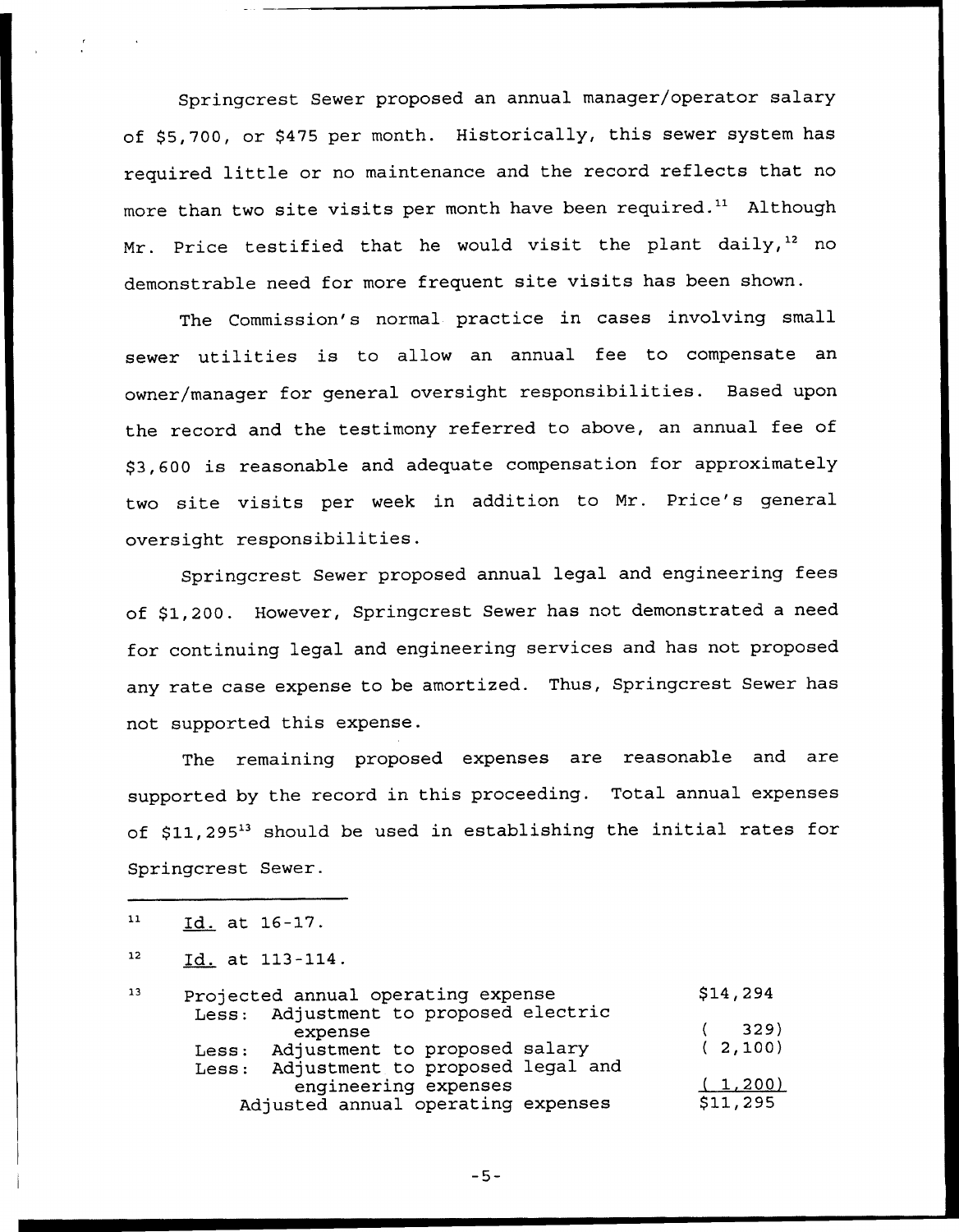Springcrest Sewer proposed an annual manager/operator salary of $5,700, or $475 per month. Historically, this sewer system has required little or no maintenance and the record reflects that no more than two site visits per month have been required.[11] Although Mr. Price testified that he would visit the plant daily,[12] no demonstrable need for more frequent site visits has been shown.

The Commission's normal practice in cases involving small sewer utilities is to allow an annual fee to compensate an owner/manager for general oversight responsibilities. Based upon the record and the testimony referred to above, an annual fee of $3,600 is reasonable and adequate compensation for approximately two site visits per week in addition to Mr. Price's general oversight responsibilities.

Springcrest Sewer proposed annual legal and engineering fees of $1,200. However, Springcrest Sewer has not demonstrated a need for continuing legal and engineering services and has not proposed any rate case expense to be amortized. Thus, Springcrest Sewer has not supported this expense.

The remaining proposed expenses are reasonable and are supported by the record in this proceeding. Total annual expenses of $11,295[13] should be used in establishing the initial rates for Springcrest Sewer.

---

[11] Id. at 16-17.

[12] Id. at 113-114.

[13]

| | |
|---|---|
| Projected annual operating expense | $14,294 |
| Less: Adjustment to proposed electric expense | ( 329) |
| Less: Adjustment to proposed salary | ( 2,100) |
| Less: Adjustment to proposed legal and engineering expenses | ( 1,200) |
| Adjusted annual operating expenses | $11,295 |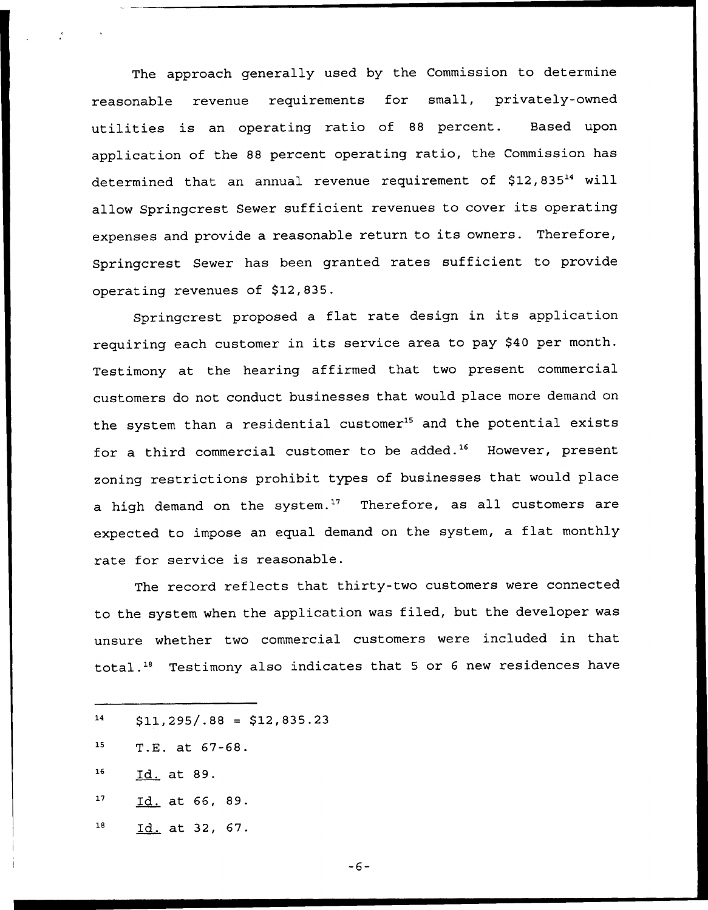The approach generally used by the Commission to determine reasonable revenue requirements for small, privately-owned utilities is an operating ratio of 88 percent. Based upon application of the 88 percent operating ratio, the Commission has determined that an annual revenue requirement of $12,835[14] will allow Springcrest Sewer sufficient revenues to cover its operating expenses and provide a reasonable return to its owners. Therefore, Springcrest Sewer has been granted rates sufficient to provide operating revenues of $12,835.

Springcrest proposed a flat rate design in its application requiring each customer in its service area to pay $40 per month. Testimony at the hearing affirmed that two present commercial customers do not conduct businesses that would place more demand on the system than a residential customer[15] and the potential exists for a third commercial customer to be added.[16] However, present zoning restrictions prohibit types of businesses that would place a high demand on the system.[17] Therefore, as all customers are expected to impose an equal demand on the system, a flat monthly rate for service is reasonable.

The record reflects that thirty-two customers were connected to the system when the application was filed, but the developer was unsure whether two commercial customers were included in that total.[18] Testimony also indicates that 5 or 6 new residences have

---

[14] $11,295/.88 = $12,835.23

[15] T.E. at 67-68.

[16] Id. at 89.

[17] Id. at 66, 89.

[18] Id. at 32, 67.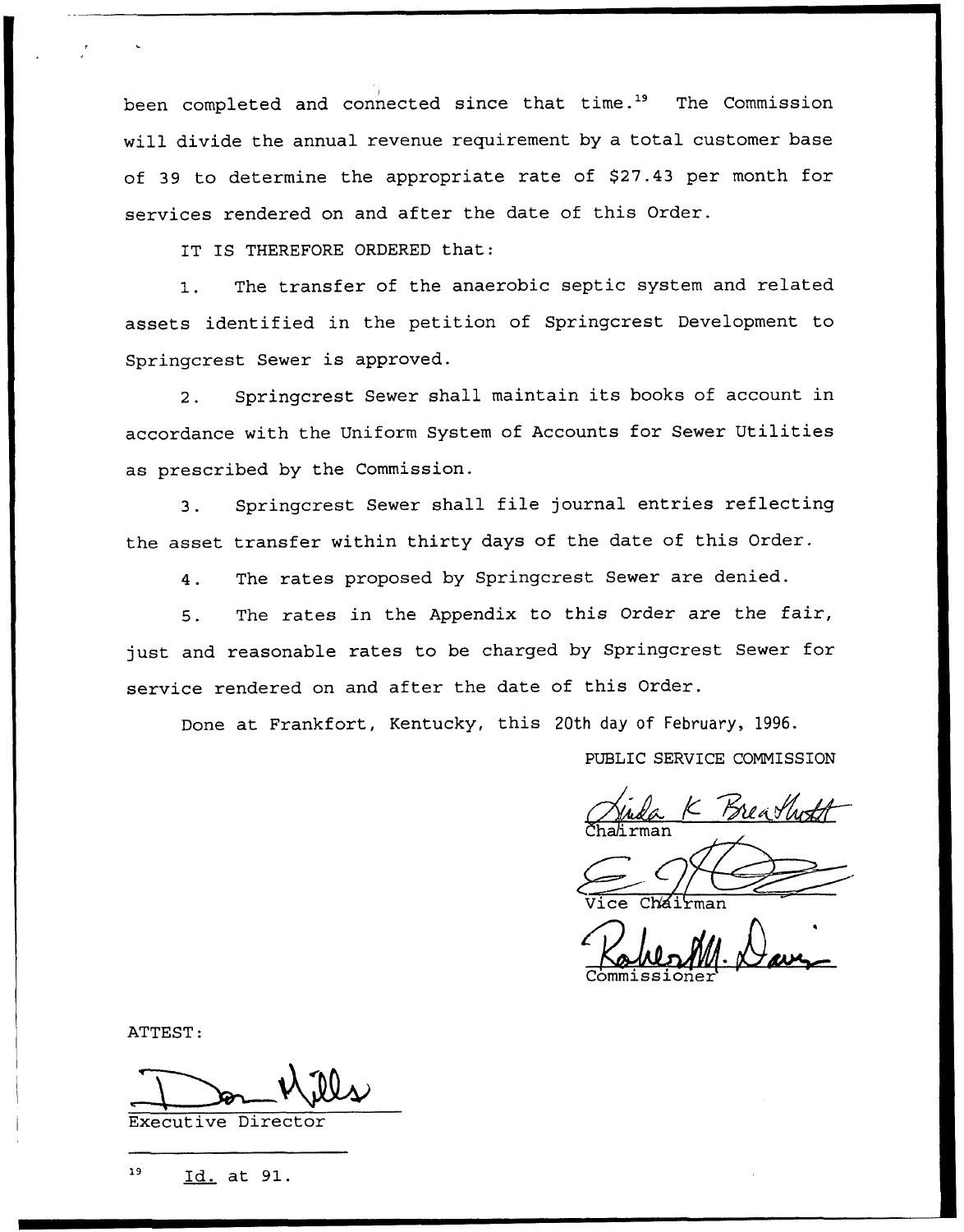been completed and connected since that time.[19] The Commission will divide the annual revenue requirement by a total customer base of 39 to determine the appropriate rate of $27.43 per month for services rendered on and after the date of this Order.

IT IS THEREFORE ORDERED that:

1. The transfer of the anaerobic septic system and related assets identified in the petition of Springcrest Development to Springcrest Sewer is approved.

2. Springcrest Sewer shall maintain its books of account in accordance with the Uniform System of Accounts for Sewer Utilities as prescribed by the Commission.

3. Springcrest Sewer shall file journal entries reflecting the asset transfer within thirty days of the date of this Order.

4. The rates proposed by Springcrest Sewer are denied.

5. The rates in the Appendix to this Order are the fair, just and reasonable rates to be charged by Springcrest Sewer for service rendered on and after the date of this Order.

Done at Frankfort, Kentucky, this 20th day of February, 1996.

PUBLIC SERVICE COMMISSION

Linda K Breathitt
Chairman

Vice Chairman

Robert M. Davis
Commissioner

ATTEST:

Don Mills
Executive Director

---

[19] Id. at 91.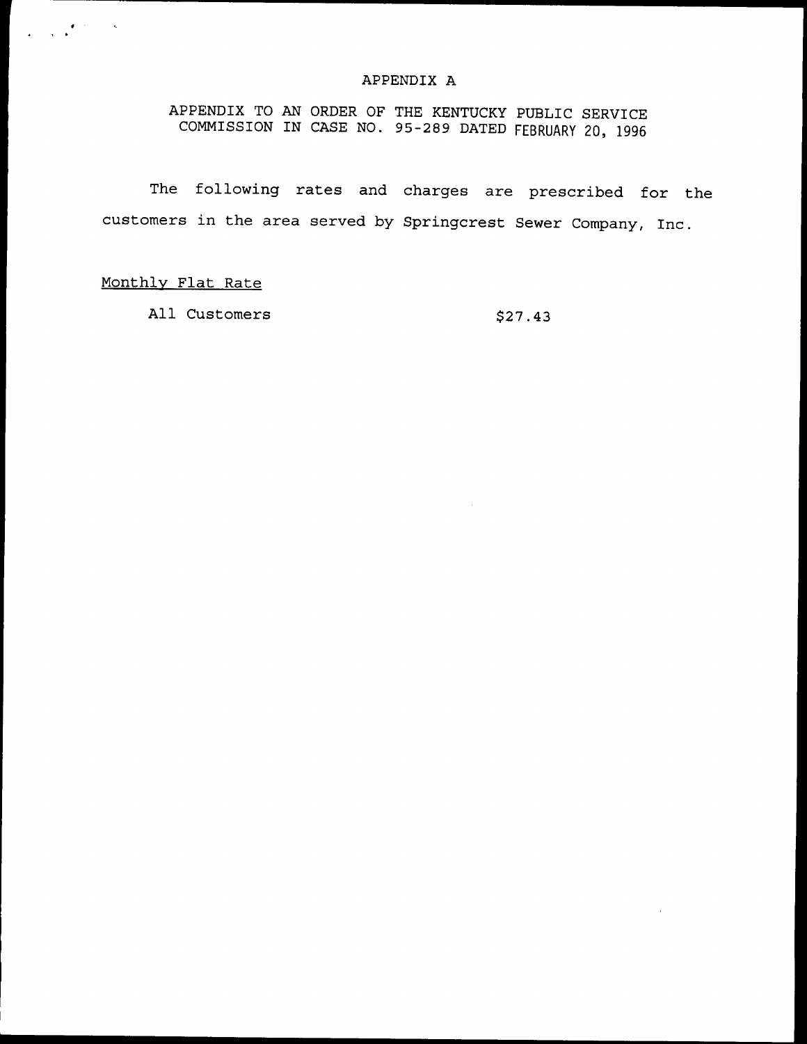# APPENDIX A

APPENDIX TO AN ORDER OF THE KENTUCKY PUBLIC SERVICE COMMISSION IN CASE NO. 95-289 DATED FEBRUARY 20, 1996

The following rates and charges are prescribed for the customers in the area served by Springcrest Sewer Company, Inc.

Monthly Flat Rate

| | |
|---|---|
| All Customers | $27.43 |